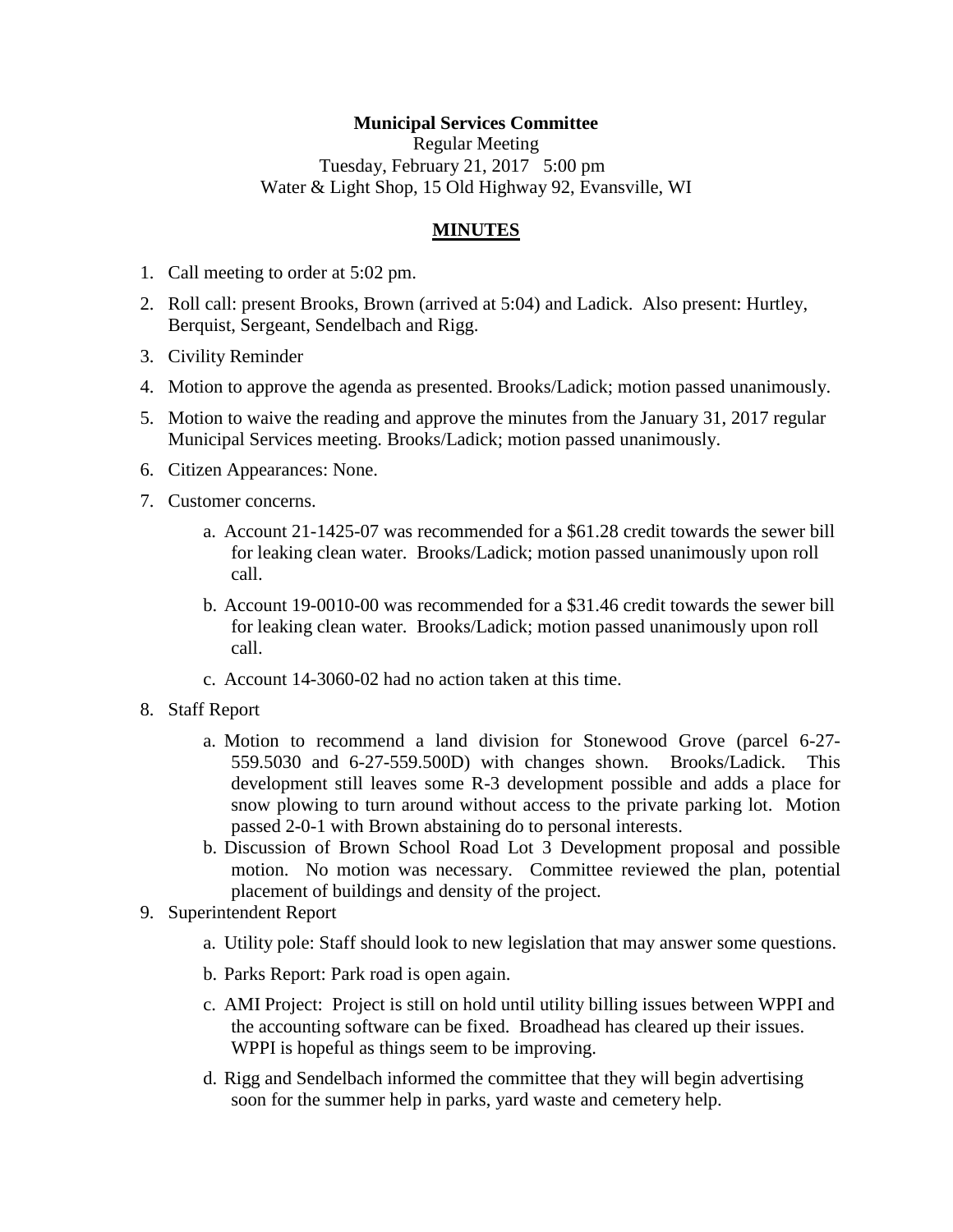**Municipal Services Committee**

Regular Meeting
Tuesday, February 21, 2017 5:00 pm
Water & Light Shop, 15 Old Highway 92, Evansville, WI

**MINUTES**

1. Call meeting to order at 5:02 pm.
2. Roll call: present Brooks, Brown (arrived at 5:04) and Ladick. Also present: Hurtley, Berquist, Sergeant, Sendelbach and Rigg.
3. Civility Reminder
4. Motion to approve the agenda as presented. Brooks/Ladick; motion passed unanimously.
5. Motion to waive the reading and approve the minutes from the January 31, 2017 regular Municipal Services meeting. Brooks/Ladick; motion passed unanimously.
6. Citizen Appearances: None.
7. Customer concerns.
   a. Account 21-1425-07 was recommended for a $61.28 credit towards the sewer bill for leaking clean water. Brooks/Ladick; motion passed unanimously upon roll call.
   b. Account 19-0010-00 was recommended for a $31.46 credit towards the sewer bill for leaking clean water. Brooks/Ladick; motion passed unanimously upon roll call.
   c. Account 14-3060-02 had no action taken at this time.
8. Staff Report
   a. Motion to recommend a land division for Stonewood Grove (parcel 6-27-559.5030 and 6-27-559.500D) with changes shown. Brooks/Ladick. This development still leaves some R-3 development possible and adds a place for snow plowing to turn around without access to the private parking lot. Motion passed 2-0-1 with Brown abstaining do to personal interests.
   b. Discussion of Brown School Road Lot 3 Development proposal and possible motion. No motion was necessary. Committee reviewed the plan, potential placement of buildings and density of the project.
9. Superintendent Report
   a. Utility pole: Staff should look to new legislation that may answer some questions.
   b. Parks Report: Park road is open again.
   c. AMI Project: Project is still on hold until utility billing issues between WPPI and the accounting software can be fixed. Broadhead has cleared up their issues. WPPI is hopeful as things seem to be improving.
   d. Rigg and Sendelbach informed the committee that they will begin advertising soon for the summer help in parks, yard waste and cemetery help.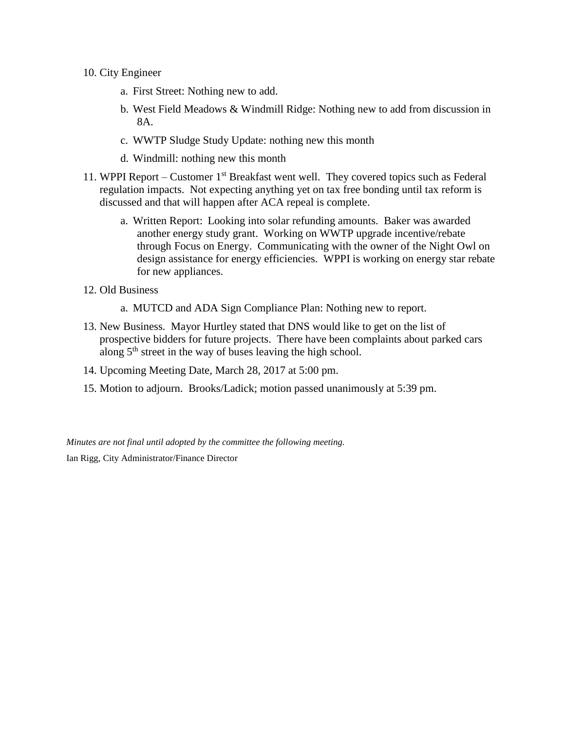10. City Engineer

    a. First Street: Nothing new to add.

    b. West Field Meadows & Windmill Ridge: Nothing new to add from discussion in 8A.

    c. WWTP Sludge Study Update: nothing new this month

    d. Windmill: nothing new this month

11. WPPI Report – Customer 1st Breakfast went well. They covered topics such as Federal regulation impacts. Not expecting anything yet on tax free bonding until tax reform is discussed and that will happen after ACA repeal is complete.

    a. Written Report: Looking into solar refunding amounts. Baker was awarded another energy study grant. Working on WWTP upgrade incentive/rebate through Focus on Energy. Communicating with the owner of the Night Owl on design assistance for energy efficiencies. WPPI is working on energy star rebate for new appliances.

12. Old Business

    a. MUTCD and ADA Sign Compliance Plan: Nothing new to report.

13. New Business. Mayor Hurtley stated that DNS would like to get on the list of prospective bidders for future projects. There have been complaints about parked cars along 5th street in the way of buses leaving the high school.

14. Upcoming Meeting Date, March 28, 2017 at 5:00 pm.

15. Motion to adjourn. Brooks/Ladick; motion passed unanimously at 5:39 pm.

*Minutes are not final until adopted by the committee the following meeting.*

Ian Rigg, City Administrator/Finance Director